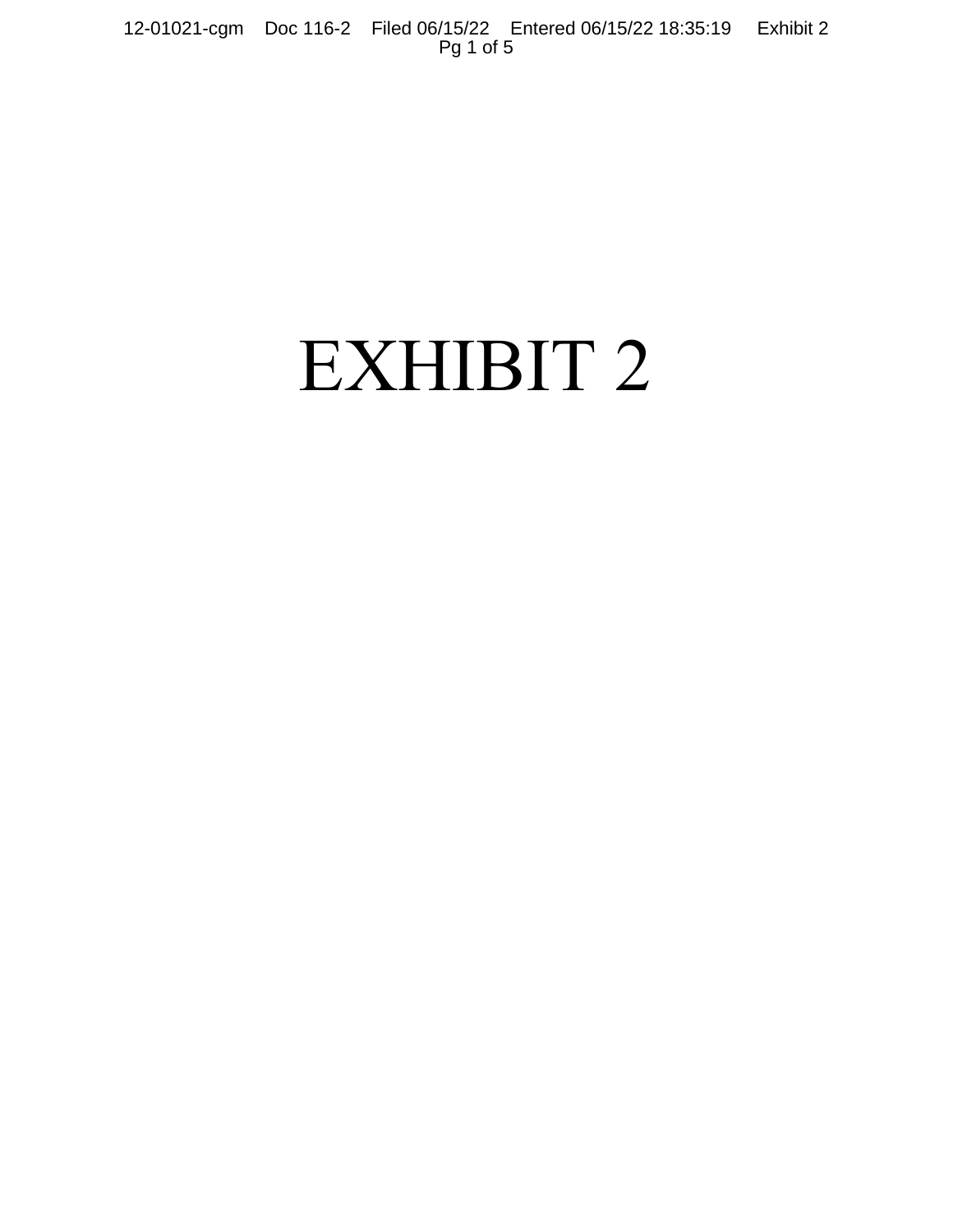# EXHIBIT 2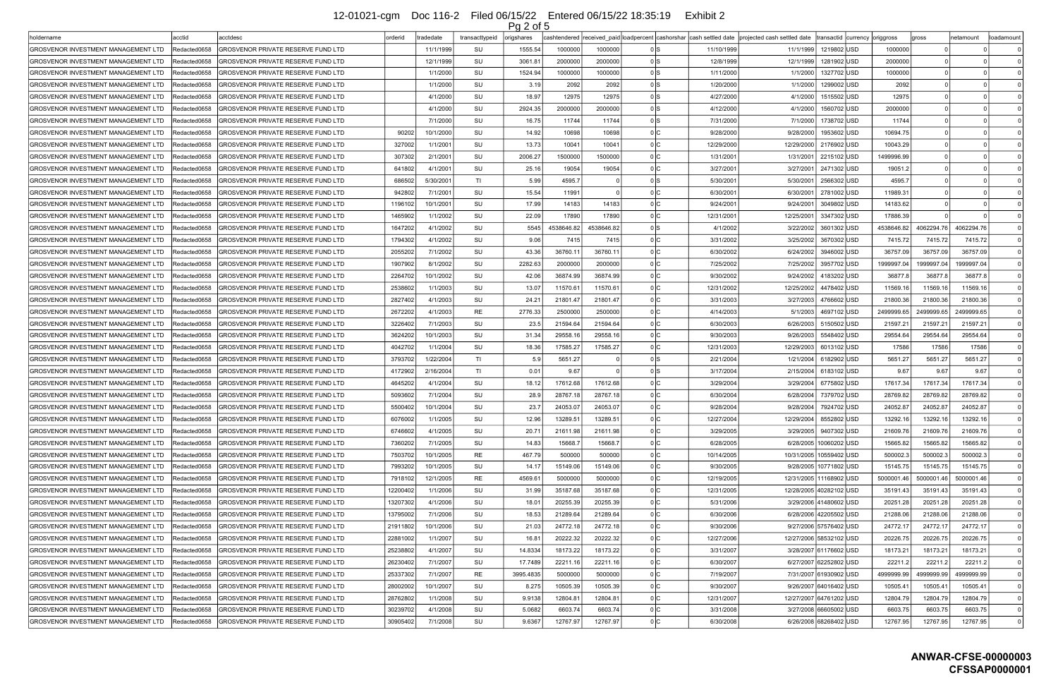| holdername | acctid | acctdesc | orderid | tradedate | transacttypeid | origshares | cashtendered | received_paid | loadpercent | cashorshar | cash settled date | projected cash settled date | transactid | currency | origgross | gross | netamount | loadamount |
|---|---|---|---|---|---|---|---|---|---|---|---|---|---|---|---|---|---|---|
| GROSVENOR INVESTMENT MANAGEMENT LTD | Redacted0658 | GROSVENOR PRIVATE RESERVE FUND LTD | | 11/1/1999 | SU | 1555.54 | 1000000 | 1000000 | 0 | S | 11/10/1999 | 11/1/1999 | 1219802 | USD | 1000000 | 0 | 0 | 0 |
| GROSVENOR INVESTMENT MANAGEMENT LTD | Redacted0658 | GROSVENOR PRIVATE RESERVE FUND LTD | | 12/1/1999 | SU | 3061.81 | 2000000 | 2000000 | 0 | S | 12/8/1999 | 12/1/1999 | 1281902 | USD | 2000000 | 0 | 0 | 0 |
| GROSVENOR INVESTMENT MANAGEMENT LTD | Redacted0658 | GROSVENOR PRIVATE RESERVE FUND LTD | | 1/1/2000 | SU | 1524.94 | 1000000 | 1000000 | 0 | S | 1/11/2000 | 1/1/2000 | 1327702 | USD | 1000000 | 0 | 0 | 0 |
| GROSVENOR INVESTMENT MANAGEMENT LTD | Redacted0658 | GROSVENOR PRIVATE RESERVE FUND LTD | | 1/1/2000 | SU | 3.19 | 2092 | 2092 | 0 | S | 1/20/2000 | 1/1/2000 | 1299002 | USD | 2092 | 0 | 0 | 0 |
| GROSVENOR INVESTMENT MANAGEMENT LTD | Redacted0658 | GROSVENOR PRIVATE RESERVE FUND LTD | | 4/1/2000 | SU | 18.97 | 12975 | 12975 | 0 | S | 4/27/2000 | 4/1/2000 | 1515502 | USD | 12975 | 0 | 0 | 0 |
| GROSVENOR INVESTMENT MANAGEMENT LTD | Redacted0658 | GROSVENOR PRIVATE RESERVE FUND LTD | | 4/1/2000 | SU | 2924.35 | 2000000 | 2000000 | 0 | S | 4/12/2000 | 4/1/2000 | 1560702 | USD | 2000000 | 0 | 0 | 0 |
| GROSVENOR INVESTMENT MANAGEMENT LTD | Redacted0658 | GROSVENOR PRIVATE RESERVE FUND LTD | | 7/1/2000 | SU | 16.75 | 11744 | 11744 | 0 | S | 7/31/2000 | 7/1/2000 | 1738702 | USD | 11744 | 0 | 0 | 0 |
| GROSVENOR INVESTMENT MANAGEMENT LTD | Redacted0658 | GROSVENOR PRIVATE RESERVE FUND LTD | 90202 | 10/1/2000 | SU | 14.92 | 10698 | 10698 | 0 | C | 9/28/2000 | 9/28/2000 | 1953602 | USD | 10694.75 | 0 | 0 | 0 |
| GROSVENOR INVESTMENT MANAGEMENT LTD | Redacted0658 | GROSVENOR PRIVATE RESERVE FUND LTD | 327002 | 1/1/2001 | SU | 13.73 | 10041 | 10041 | 0 | C | 12/29/2000 | 12/29/2000 | 2176902 | USD | 10043.29 | 0 | 0 | 0 |
| GROSVENOR INVESTMENT MANAGEMENT LTD | Redacted0658 | GROSVENOR PRIVATE RESERVE FUND LTD | 307302 | 2/1/2001 | SU | 2006.27 | 1500000 | 1500000 | 0 | C | 1/31/2001 | 1/31/2001 | 2215102 | USD | 1499996.99 | 0 | 0 | 0 |
| GROSVENOR INVESTMENT MANAGEMENT LTD | Redacted0658 | GROSVENOR PRIVATE RESERVE FUND LTD | 641802 | 4/1/2001 | SU | 25.16 | 19054 | 19054 | 0 | C | 3/27/2001 | 3/27/2001 | 2471302 | USD | 19051.2 | 0 | 0 | 0 |
| GROSVENOR INVESTMENT MANAGEMENT LTD | Redacted0658 | GROSVENOR PRIVATE RESERVE FUND LTD | 686502 | 5/30/2001 | TI | 5.99 | 4595.7 | 0 | 0 | S | 5/30/2001 | 5/30/2001 | 2566302 | USD | 4595.7 | 0 | 0 | 0 |
| GROSVENOR INVESTMENT MANAGEMENT LTD | Redacted0658 | GROSVENOR PRIVATE RESERVE FUND LTD | 942802 | 7/1/2001 | SU | 15.54 | 11991 | 0 | 0 | C | 6/30/2001 | 6/30/2001 | 2781002 | USD | 11989.31 | 0 | 0 | 0 |
| GROSVENOR INVESTMENT MANAGEMENT LTD | Redacted0658 | GROSVENOR PRIVATE RESERVE FUND LTD | 1196102 | 10/1/2001 | SU | 17.99 | 14183 | 14183 | 0 | C | 9/24/2001 | 9/24/2001 | 3049802 | USD | 14183.62 | 0 | 0 | 0 |
| GROSVENOR INVESTMENT MANAGEMENT LTD | Redacted0658 | GROSVENOR PRIVATE RESERVE FUND LTD | 1465902 | 1/1/2002 | SU | 22.09 | 17890 | 17890 | 0 | C | 12/31/2001 | 12/25/2001 | 3347302 | USD | 17886.39 | 0 | 0 | 0 |
| GROSVENOR INVESTMENT MANAGEMENT LTD | Redacted0658 | GROSVENOR PRIVATE RESERVE FUND LTD | 1647202 | 4/1/2002 | SU | 5545 | 4538646.82 | 4538646.82 | 0 | S | 4/1/2002 | 3/22/2002 | 3601302 | USD | 4538646.82 | 4062294.76 | 4062294.76 | 0 |
| GROSVENOR INVESTMENT MANAGEMENT LTD | Redacted0658 | GROSVENOR PRIVATE RESERVE FUND LTD | 1794302 | 4/1/2002 | SU | 9.06 | 7415 | 7415 | 0 | C | 3/31/2002 | 3/25/2002 | 3670302 | USD | 7415.72 | 7415.72 | 7415.72 | 0 |
| GROSVENOR INVESTMENT MANAGEMENT LTD | Redacted0658 | GROSVENOR PRIVATE RESERVE FUND LTD | 2055202 | 7/1/2002 | SU | 43.36 | 36760.11 | 36760.11 | 0 | C | 6/30/2002 | 6/24/2002 | 3946002 | USD | 36757.09 | 36757.09 | 36757.09 | 0 |
| GROSVENOR INVESTMENT MANAGEMENT LTD | Redacted0658 | GROSVENOR PRIVATE RESERVE FUND LTD | 1907902 | 8/1/2002 | SU | 2282.63 | 2000000 | 2000000 | 0 | C | 7/25/2002 | 7/25/2002 | 3957702 | USD | 1999997.04 | 1999997.04 | 1999997.04 | 0 |
| GROSVENOR INVESTMENT MANAGEMENT LTD | Redacted0658 | GROSVENOR PRIVATE RESERVE FUND LTD | 2264702 | 10/1/2002 | SU | 42.06 | 36874.99 | 36874.99 | 0 | C | 9/30/2002 | 9/24/2002 | 4183202 | USD | 36877.8 | 36877.8 | 36877.8 | 0 |
| GROSVENOR INVESTMENT MANAGEMENT LTD | Redacted0658 | GROSVENOR PRIVATE RESERVE FUND LTD | 2538602 | 1/1/2003 | SU | 13.07 | 11570.61 | 11570.61 | 0 | C | 12/31/2002 | 12/25/2002 | 4478402 | USD | 11569.16 | 11569.16 | 11569.16 | 0 |
| GROSVENOR INVESTMENT MANAGEMENT LTD | Redacted0658 | GROSVENOR PRIVATE RESERVE FUND LTD | 2827402 | 4/1/2003 | SU | 24.21 | 21801.47 | 21801.47 | 0 | C | 3/31/2003 | 3/27/2003 | 4766602 | USD | 21800.36 | 21800.36 | 21800.36 | 0 |
| GROSVENOR INVESTMENT MANAGEMENT LTD | Redacted0658 | GROSVENOR PRIVATE RESERVE FUND LTD | 2672202 | 4/1/2003 | RE | 2776.33 | 2500000 | 2500000 | 0 | C | 4/14/2003 | 5/1/2003 | 4697102 | USD | 2499999.65 | 2499999.65 | 2499999.65 | 0 |
| GROSVENOR INVESTMENT MANAGEMENT LTD | Redacted0658 | GROSVENOR PRIVATE RESERVE FUND LTD | 3226402 | 7/1/2003 | SU | 23.5 | 21594.64 | 21594.64 | 0 | C | 6/30/2003 | 6/26/2003 | 5150502 | USD | 21597.21 | 21597.21 | 21597.21 | 0 |
| GROSVENOR INVESTMENT MANAGEMENT LTD | Redacted0658 | GROSVENOR PRIVATE RESERVE FUND LTD | 3624202 | 10/1/2003 | SU | 31.34 | 29558.16 | 29558.16 | 0 | C | 9/30/2003 | 9/26/2003 | 5548402 | USD | 29554.64 | 29554.64 | 29554.64 | 0 |
| GROSVENOR INVESTMENT MANAGEMENT LTD | Redacted0658 | GROSVENOR PRIVATE RESERVE FUND LTD | 4042702 | 1/1/2004 | SU | 18.36 | 17585.27 | 17585.27 | 0 | C | 12/31/2003 | 12/29/2003 | 6013102 | USD | 17586 | 17586 | 17586 | 0 |
| GROSVENOR INVESTMENT MANAGEMENT LTD | Redacted0658 | GROSVENOR PRIVATE RESERVE FUND LTD | 3793702 | 1/22/2004 | TI | 5.9 | 5651.27 | 0 | 0 | S | 2/1/2004 | 1/21/2004 | 6182902 | USD | 5651.27 | 5651.27 | 5651.27 | 0 |
| GROSVENOR INVESTMENT MANAGEMENT LTD | Redacted0658 | GROSVENOR PRIVATE RESERVE FUND LTD | 4172902 | 2/16/2004 | TI | 0.01 | 9.67 | 0 | 0 | S | 3/17/2004 | 2/15/2004 | 6183102 | USD | 9.67 | 9.67 | 9.67 | 0 |
| GROSVENOR INVESTMENT MANAGEMENT LTD | Redacted0658 | GROSVENOR PRIVATE RESERVE FUND LTD | 4645202 | 4/1/2004 | SU | 18.12 | 17612.68 | 17612.68 | 0 | C | 3/29/2004 | 3/29/2004 | 6775802 | USD | 17617.34 | 17617.34 | 17617.34 | 0 |
| GROSVENOR INVESTMENT MANAGEMENT LTD | Redacted0658 | GROSVENOR PRIVATE RESERVE FUND LTD | 5093602 | 7/1/2004 | SU | 28.9 | 28767.18 | 28767.18 | 0 | C | 6/30/2004 | 6/28/2004 | 7379702 | USD | 28769.82 | 28769.82 | 28769.82 | 0 |
| GROSVENOR INVESTMENT MANAGEMENT LTD | Redacted0658 | GROSVENOR PRIVATE RESERVE FUND LTD | 5500402 | 10/1/2004 | SU | 23.7 | 24053.07 | 24053.07 | 0 | C | 9/28/2004 | 9/28/2004 | 7924702 | USD | 24052.87 | 24052.87 | 24052.87 | 0 |
| GROSVENOR INVESTMENT MANAGEMENT LTD | Redacted0658 | GROSVENOR PRIVATE RESERVE FUND LTD | 6076002 | 1/1/2005 | SU | 12.96 | 13289.51 | 13289.51 | 0 | C | 12/27/2004 | 12/29/2004 | 8552802 | USD | 13292.16 | 13292.16 | 13292.16 | 0 |
| GROSVENOR INVESTMENT MANAGEMENT LTD | Redacted0658 | GROSVENOR PRIVATE RESERVE FUND LTD | 6746602 | 4/1/2005 | SU | 20.71 | 21611.98 | 21611.98 | 0 | C | 3/29/2005 | 3/29/2005 | 9407302 | USD | 21609.76 | 21609.76 | 21609.76 | 0 |
| GROSVENOR INVESTMENT MANAGEMENT LTD | Redacted0658 | GROSVENOR PRIVATE RESERVE FUND LTD | 7360202 | 7/1/2005 | SU | 14.83 | 15668.7 | 15668.7 | 0 | C | 6/28/2005 | 6/28/2005 | 10060202 | USD | 15665.82 | 15665.82 | 15665.82 | 0 |
| GROSVENOR INVESTMENT MANAGEMENT LTD | Redacted0658 | GROSVENOR PRIVATE RESERVE FUND LTD | 7503702 | 10/1/2005 | RE | 467.79 | 500000 | 500000 | 0 | C | 10/14/2005 | 10/31/2005 | 10559402 | USD | 500002.3 | 500002.3 | 500002.3 | 0 |
| GROSVENOR INVESTMENT MANAGEMENT LTD | Redacted0658 | GROSVENOR PRIVATE RESERVE FUND LTD | 7993202 | 10/1/2005 | SU | 14.17 | 15149.06 | 15149.06 | 0 | C | 9/30/2005 | 9/28/2005 | 10771802 | USD | 15145.75 | 15145.75 | 15145.75 | 0 |
| GROSVENOR INVESTMENT MANAGEMENT LTD | Redacted0658 | GROSVENOR PRIVATE RESERVE FUND LTD | 7918102 | 12/1/2005 | RE | 4569.61 | 5000000 | 5000000 | 0 | C | 12/19/2005 | 12/31/2005 | 11168902 | USD | 5000001.46 | 5000001.46 | 5000001.46 | 0 |
| GROSVENOR INVESTMENT MANAGEMENT LTD | Redacted0658 | GROSVENOR PRIVATE RESERVE FUND LTD | 12200402 | 1/1/2006 | SU | 31.99 | 35187.68 | 35187.68 | 0 | C | 12/31/2005 | 12/28/2005 | 40282102 | USD | 35191.43 | 35191.43 | 35191.43 | 0 |
| GROSVENOR INVESTMENT MANAGEMENT LTD | Redacted0658 | GROSVENOR PRIVATE RESERVE FUND LTD | 13207302 | 4/1/2006 | SU | 18.01 | 20255.39 | 20255.39 | 0 | C | 5/31/2006 | 3/29/2006 | 41480602 | USD | 20251.28 | 20251.28 | 20251.28 | 0 |
| GROSVENOR INVESTMENT MANAGEMENT LTD | Redacted0658 | GROSVENOR PRIVATE RESERVE FUND LTD | 13795002 | 7/1/2006 | SU | 18.53 | 21289.64 | 21289.64 | 0 | C | 6/30/2006 | 6/28/2006 | 42205502 | USD | 21288.06 | 21288.06 | 21288.06 | 0 |
| GROSVENOR INVESTMENT MANAGEMENT LTD | Redacted0658 | GROSVENOR PRIVATE RESERVE FUND LTD | 21911802 | 10/1/2006 | SU | 21.03 | 24772.18 | 24772.18 | 0 | C | 9/30/2006 | 9/27/2006 | 57576402 | USD | 24772.17 | 24772.17 | 24772.17 | 0 |
| GROSVENOR INVESTMENT MANAGEMENT LTD | Redacted0658 | GROSVENOR PRIVATE RESERVE FUND LTD | 22881002 | 1/1/2007 | SU | 16.81 | 20222.32 | 20222.32 | 0 | C | 12/27/2006 | 12/27/2006 | 58532102 | USD | 20226.75 | 20226.75 | 20226.75 | 0 |
| GROSVENOR INVESTMENT MANAGEMENT LTD | Redacted0658 | GROSVENOR PRIVATE RESERVE FUND LTD | 25238802 | 4/1/2007 | SU | 14.8334 | 18173.22 | 18173.22 | 0 | C | 3/31/2007 | 3/28/2007 | 61176602 | USD | 18173.21 | 18173.21 | 18173.21 | 0 |
| GROSVENOR INVESTMENT MANAGEMENT LTD | Redacted0658 | GROSVENOR PRIVATE RESERVE FUND LTD | 26230402 | 7/1/2007 | SU | 17.7489 | 22211.16 | 22211.16 | 0 | C | 6/30/2007 | 6/27/2007 | 62252802 | USD | 22211.2 | 22211.2 | 22211.2 | 0 |
| GROSVENOR INVESTMENT MANAGEMENT LTD | Redacted0658 | GROSVENOR PRIVATE RESERVE FUND LTD | 25337302 | 7/1/2007 | RE | 3995.4835 | 5000000 | 5000000 | 0 | C | 7/19/2007 | 7/31/2007 | 61930902 | USD | 4999999.99 | 4999999.99 | 4999999.99 | 0 |
| GROSVENOR INVESTMENT MANAGEMENT LTD | Redacted0658 | GROSVENOR PRIVATE RESERVE FUND LTD | 28002002 | 10/1/2007 | SU | 8.275 | 10505.39 | 10505.39 | 0 | C | 9/30/2007 | 9/26/2007 | 64016402 | USD | 10505.41 | 10505.41 | 10505.41 | 0 |
| GROSVENOR INVESTMENT MANAGEMENT LTD | Redacted0658 | GROSVENOR PRIVATE RESERVE FUND LTD | 28762802 | 1/1/2008 | SU | 9.9138 | 12804.81 | 12804.81 | 0 | C | 12/31/2007 | 12/27/2007 | 64761202 | USD | 12804.79 | 12804.79 | 12804.79 | 0 |
| GROSVENOR INVESTMENT MANAGEMENT LTD | Redacted0658 | GROSVENOR PRIVATE RESERVE FUND LTD | 30239702 | 4/1/2008 | SU | 5.0682 | 6603.74 | 6603.74 | 0 | C | 3/31/2008 | 3/27/2008 | 66605002 | USD | 6603.75 | 6603.75 | 6603.75 | 0 |
| GROSVENOR INVESTMENT MANAGEMENT LTD | Redacted0658 | GROSVENOR PRIVATE RESERVE FUND LTD | 30905402 | 7/1/2008 | SU | 9.6367 | 12767.97 | 12767.97 | 0 | C | 6/30/2008 | 6/26/2008 | 68268402 | USD | 12767.95 | 12767.95 | 12767.95 | 0 |

ANWAR-CFSE-00000003
CFSSAP0000001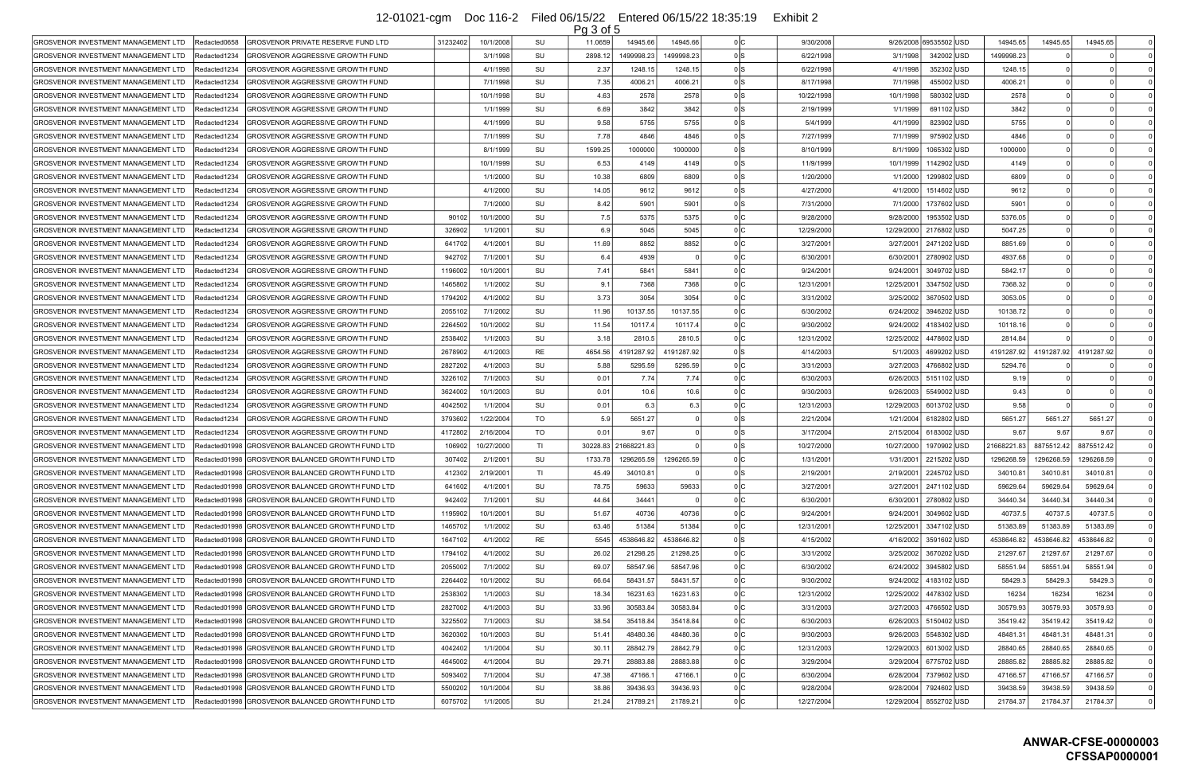| | | | | | | | | | | | | | | | | | | | | |
|---|---|---|---|---|---|---|---|---|---|---|---|---|---|---|---|---|---|---|---|---|
| GROSVENOR INVESTMENT MANAGEMENT LTD | Redacted0658 | GROSVENOR PRIVATE RESERVE FUND LTD | 31232402 | 10/1/2008 | SU | 11.0659 | 14945.66 | 14945.66 | 0 | C | 9/30/2008 | 9/26/2008 | 69535502 | USD | 14945.65 | 14945.65 | 14945.65 | 0 |
| GROSVENOR INVESTMENT MANAGEMENT LTD | Redacted1234 | GROSVENOR AGGRESSIVE GROWTH FUND | | 3/1/1998 | SU | 2898.12 | 1499998.23 | 1499998.23 | 0 | S | 6/22/1998 | 3/1/1998 | 342002 | USD | 1499998.23 | 0 | 0 | 0 |
| GROSVENOR INVESTMENT MANAGEMENT LTD | Redacted1234 | GROSVENOR AGGRESSIVE GROWTH FUND | | 4/1/1998 | SU | 2.37 | 1248.15 | 1248.15 | 0 | S | 6/22/1998 | 4/1/1998 | 352302 | USD | 1248.15 | 0 | 0 | 0 |
| GROSVENOR INVESTMENT MANAGEMENT LTD | Redacted1234 | GROSVENOR AGGRESSIVE GROWTH FUND | | 7/1/1998 | SU | 7.35 | 4006.21 | 4006.21 | 0 | S | 8/17/1998 | 7/1/1998 | 455002 | USD | 4006.21 | 0 | 0 | 0 |
| GROSVENOR INVESTMENT MANAGEMENT LTD | Redacted1234 | GROSVENOR AGGRESSIVE GROWTH FUND | | 10/1/1998 | SU | 4.63 | 2578 | 2578 | 0 | S | 10/22/1998 | 10/1/1998 | 580302 | USD | 2578 | 0 | 0 | 0 |
| GROSVENOR INVESTMENT MANAGEMENT LTD | Redacted1234 | GROSVENOR AGGRESSIVE GROWTH FUND | | 1/1/1999 | SU | 6.69 | 3842 | 3842 | 0 | S | 2/19/1999 | 1/1/1999 | 691102 | USD | 3842 | 0 | 0 | 0 |
| GROSVENOR INVESTMENT MANAGEMENT LTD | Redacted1234 | GROSVENOR AGGRESSIVE GROWTH FUND | | 4/1/1999 | SU | 9.58 | 5755 | 5755 | 0 | S | 5/4/1999 | 4/1/1999 | 823902 | USD | 5755 | 0 | 0 | 0 |
| GROSVENOR INVESTMENT MANAGEMENT LTD | Redacted1234 | GROSVENOR AGGRESSIVE GROWTH FUND | | 7/1/1999 | SU | 7.78 | 4846 | 4846 | 0 | S | 7/27/1999 | 7/1/1999 | 975902 | USD | 4846 | 0 | 0 | 0 |
| GROSVENOR INVESTMENT MANAGEMENT LTD | Redacted1234 | GROSVENOR AGGRESSIVE GROWTH FUND | | 8/1/1999 | SU | 1599.25 | 1000000 | 1000000 | 0 | S | 8/10/1999 | 8/1/1999 | 1065302 | USD | 1000000 | 0 | 0 | 0 |
| GROSVENOR INVESTMENT MANAGEMENT LTD | Redacted1234 | GROSVENOR AGGRESSIVE GROWTH FUND | | 10/1/1999 | SU | 6.53 | 4149 | 4149 | 0 | S | 11/9/1999 | 10/1/1999 | 1142902 | USD | 4149 | 0 | 0 | 0 |
| GROSVENOR INVESTMENT MANAGEMENT LTD | Redacted1234 | GROSVENOR AGGRESSIVE GROWTH FUND | | 1/1/2000 | SU | 10.38 | 6809 | 6809 | 0 | S | 1/20/2000 | 1/1/2000 | 1299802 | USD | 6809 | 0 | 0 | 0 |
| GROSVENOR INVESTMENT MANAGEMENT LTD | Redacted1234 | GROSVENOR AGGRESSIVE GROWTH FUND | | 4/1/2000 | SU | 14.05 | 9612 | 9612 | 0 | S | 4/27/2000 | 4/1/2000 | 1514602 | USD | 9612 | 0 | 0 | 0 |
| GROSVENOR INVESTMENT MANAGEMENT LTD | Redacted1234 | GROSVENOR AGGRESSIVE GROWTH FUND | | 7/1/2000 | SU | 8.42 | 5901 | 5901 | 0 | S | 7/31/2000 | 7/1/2000 | 1737602 | USD | 5901 | 0 | 0 | 0 |
| GROSVENOR INVESTMENT MANAGEMENT LTD | Redacted1234 | GROSVENOR AGGRESSIVE GROWTH FUND | 90102 | 10/1/2000 | SU | 7.5 | 5375 | 5375 | 0 | C | 9/28/2000 | 9/28/2000 | 1953502 | USD | 5376.05 | 0 | 0 | 0 |
| GROSVENOR INVESTMENT MANAGEMENT LTD | Redacted1234 | GROSVENOR AGGRESSIVE GROWTH FUND | 326902 | 1/1/2001 | SU | 6.9 | 5045 | 5045 | 0 | C | 12/29/2000 | 12/29/2000 | 2176802 | USD | 5047.25 | 0 | 0 | 0 |
| GROSVENOR INVESTMENT MANAGEMENT LTD | Redacted1234 | GROSVENOR AGGRESSIVE GROWTH FUND | 641702 | 4/1/2001 | SU | 11.69 | 8852 | 8852 | 0 | C | 3/27/2001 | 3/27/2001 | 2471202 | USD | 8851.69 | 0 | 0 | 0 |
| GROSVENOR INVESTMENT MANAGEMENT LTD | Redacted1234 | GROSVENOR AGGRESSIVE GROWTH FUND | 942702 | 7/1/2001 | SU | 6.4 | 4939 | 0 | 0 | C | 6/30/2001 | 6/30/2001 | 2780902 | USD | 4937.68 | 0 | 0 | 0 |
| GROSVENOR INVESTMENT MANAGEMENT LTD | Redacted1234 | GROSVENOR AGGRESSIVE GROWTH FUND | 1196002 | 10/1/2001 | SU | 7.41 | 5841 | 5841 | 0 | C | 9/24/2001 | 9/24/2001 | 3049702 | USD | 5842.17 | 0 | 0 | 0 |
| GROSVENOR INVESTMENT MANAGEMENT LTD | Redacted1234 | GROSVENOR AGGRESSIVE GROWTH FUND | 1465802 | 1/1/2002 | SU | 9.1 | 7368 | 7368 | 0 | C | 12/31/2001 | 12/25/2001 | 3347502 | USD | 7368.32 | 0 | 0 | 0 |
| GROSVENOR INVESTMENT MANAGEMENT LTD | Redacted1234 | GROSVENOR AGGRESSIVE GROWTH FUND | 1794202 | 4/1/2002 | SU | 3.73 | 3054 | 3054 | 0 | C | 3/31/2002 | 3/25/2002 | 3670502 | USD | 3053.05 | 0 | 0 | 0 |
| GROSVENOR INVESTMENT MANAGEMENT LTD | Redacted1234 | GROSVENOR AGGRESSIVE GROWTH FUND | 2055102 | 7/1/2002 | SU | 11.96 | 10137.55 | 10137.55 | 0 | C | 6/30/2002 | 6/24/2002 | 3946202 | USD | 10138.72 | 0 | 0 | 0 |
| GROSVENOR INVESTMENT MANAGEMENT LTD | Redacted1234 | GROSVENOR AGGRESSIVE GROWTH FUND | 2264502 | 10/1/2002 | SU | 11.54 | 10117.4 | 10117.4 | 0 | C | 9/30/2002 | 9/24/2002 | 4183402 | USD | 10118.16 | 0 | 0 | 0 |
| GROSVENOR INVESTMENT MANAGEMENT LTD | Redacted1234 | GROSVENOR AGGRESSIVE GROWTH FUND | 2538402 | 1/1/2003 | SU | 3.18 | 2810.5 | 2810.5 | 0 | C | 12/31/2002 | 12/25/2002 | 4478602 | USD | 2814.84 | 0 | 0 | 0 |
| GROSVENOR INVESTMENT MANAGEMENT LTD | Redacted1234 | GROSVENOR AGGRESSIVE GROWTH FUND | 2678902 | 4/1/2003 | RE | 4654.56 | 4191287.92 | 4191287.92 | 0 | S | 4/14/2003 | 5/1/2003 | 4699202 | USD | 4191287.92 | 4191287.92 | 4191287.92 | 0 |
| GROSVENOR INVESTMENT MANAGEMENT LTD | Redacted1234 | GROSVENOR AGGRESSIVE GROWTH FUND | 2827202 | 4/1/2003 | SU | 5.88 | 5295.59 | 5295.59 | 0 | C | 3/31/2003 | 3/27/2003 | 4766802 | USD | 5294.76 | 0 | 0 | 0 |
| GROSVENOR INVESTMENT MANAGEMENT LTD | Redacted1234 | GROSVENOR AGGRESSIVE GROWTH FUND | 3226102 | 7/1/2003 | SU | 0.01 | 7.74 | 7.74 | 0 | C | 6/30/2003 | 6/26/2003 | 5151102 | USD | 9.19 | 0 | 0 | 0 |
| GROSVENOR INVESTMENT MANAGEMENT LTD | Redacted1234 | GROSVENOR AGGRESSIVE GROWTH FUND | 3624002 | 10/1/2003 | SU | 0.01 | 10.6 | 10.6 | 0 | C | 9/30/2003 | 9/26/2003 | 5549002 | USD | 9.43 | 0 | 0 | 0 |
| GROSVENOR INVESTMENT MANAGEMENT LTD | Redacted1234 | GROSVENOR AGGRESSIVE GROWTH FUND | 4042502 | 1/1/2004 | SU | 0.01 | 6.3 | 6.3 | 0 | C | 12/31/2003 | 12/29/2003 | 6013702 | USD | 9.58 | 0 | 0 | 0 |
| GROSVENOR INVESTMENT MANAGEMENT LTD | Redacted1234 | GROSVENOR AGGRESSIVE GROWTH FUND | 3793602 | 1/22/2004 | TO | 5.9 | 5651.27 | 0 | 0 | S | 2/21/2004 | 1/21/2004 | 6182802 | USD | 5651.27 | 5651.27 | 5651.27 | 0 |
| GROSVENOR INVESTMENT MANAGEMENT LTD | Redacted1234 | GROSVENOR AGGRESSIVE GROWTH FUND | 4172802 | 2/16/2004 | TO | 0.01 | 9.67 | 0 | 0 | S | 3/17/2004 | 2/15/2004 | 6183002 | USD | 9.67 | 9.67 | 9.67 | 0 |
| GROSVENOR INVESTMENT MANAGEMENT LTD | Redacted01998 | GROSVENOR BALANCED GROWTH FUND LTD | 106902 | 10/27/2000 | TI | 30228.83 | 21668221.83 | 0 | 0 | S | 10/27/2000 | 10/27/2000 | 1970902 | USD | 21668221.83 | 8875512.42 | 8875512.42 | 0 |
| GROSVENOR INVESTMENT MANAGEMENT LTD | Redacted01998 | GROSVENOR BALANCED GROWTH FUND LTD | 307402 | 2/1/2001 | SU | 1733.78 | 1296265.59 | 1296265.59 | 0 | C | 1/31/2001 | 1/31/2001 | 2215202 | USD | 1296268.59 | 1296268.59 | 1296268.59 | 0 |
| GROSVENOR INVESTMENT MANAGEMENT LTD | Redacted01998 | GROSVENOR BALANCED GROWTH FUND LTD | 412302 | 2/19/2001 | TI | 45.49 | 34010.81 | 0 | 0 | S | 2/19/2001 | 2/19/2001 | 2245702 | USD | 34010.81 | 34010.81 | 34010.81 | 0 |
| GROSVENOR INVESTMENT MANAGEMENT LTD | Redacted01998 | GROSVENOR BALANCED GROWTH FUND LTD | 641602 | 4/1/2001 | SU | 78.75 | 59633 | 59633 | 0 | C | 3/27/2001 | 3/27/2001 | 2471102 | USD | 59629.64 | 59629.64 | 59629.64 | 0 |
| GROSVENOR INVESTMENT MANAGEMENT LTD | Redacted01998 | GROSVENOR BALANCED GROWTH FUND LTD | 942402 | 7/1/2001 | SU | 44.64 | 34441 | 0 | 0 | C | 6/30/2001 | 6/30/2001 | 2780802 | USD | 34440.34 | 34440.34 | 34440.34 | 0 |
| GROSVENOR INVESTMENT MANAGEMENT LTD | Redacted01998 | GROSVENOR BALANCED GROWTH FUND LTD | 1195902 | 10/1/2001 | SU | 51.67 | 40736 | 40736 | 0 | C | 9/24/2001 | 9/24/2001 | 3049602 | USD | 40737.5 | 40737.5 | 40737.5 | 0 |
| GROSVENOR INVESTMENT MANAGEMENT LTD | Redacted01998 | GROSVENOR BALANCED GROWTH FUND LTD | 1465702 | 1/1/2002 | SU | 63.46 | 51384 | 51384 | 0 | C | 12/31/2001 | 12/25/2001 | 3347102 | USD | 51383.89 | 51383.89 | 51383.89 | 0 |
| GROSVENOR INVESTMENT MANAGEMENT LTD | Redacted01998 | GROSVENOR BALANCED GROWTH FUND LTD | 1647102 | 4/1/2002 | RE | 5545 | 4538646.82 | 4538646.82 | 0 | S | 4/15/2002 | 4/16/2002 | 3591602 | USD | 4538646.82 | 4538646.82 | 4538646.82 | 0 |
| GROSVENOR INVESTMENT MANAGEMENT LTD | Redacted01998 | GROSVENOR BALANCED GROWTH FUND LTD | 1794102 | 4/1/2002 | SU | 26.02 | 21298.25 | 21298.25 | 0 | C | 3/31/2002 | 3/25/2002 | 3670202 | USD | 21297.67 | 21297.67 | 21297.67 | 0 |
| GROSVENOR INVESTMENT MANAGEMENT LTD | Redacted01998 | GROSVENOR BALANCED GROWTH FUND LTD | 2055002 | 7/1/2002 | SU | 69.07 | 58547.96 | 58547.96 | 0 | C | 6/30/2002 | 6/24/2002 | 3945802 | USD | 58551.94 | 58551.94 | 58551.94 | 0 |
| GROSVENOR INVESTMENT MANAGEMENT LTD | Redacted01998 | GROSVENOR BALANCED GROWTH FUND LTD | 2264402 | 10/1/2002 | SU | 66.64 | 58431.57 | 58431.57 | 0 | C | 9/30/2002 | 9/24/2002 | 4183102 | USD | 58429.3 | 58429.3 | 58429.3 | 0 |
| GROSVENOR INVESTMENT MANAGEMENT LTD | Redacted01998 | GROSVENOR BALANCED GROWTH FUND LTD | 2538302 | 1/1/2003 | SU | 18.34 | 16231.63 | 16231.63 | 0 | C | 12/31/2002 | 12/25/2002 | 4478302 | USD | 16234 | 16234 | 16234 | 0 |
| GROSVENOR INVESTMENT MANAGEMENT LTD | Redacted01998 | GROSVENOR BALANCED GROWTH FUND LTD | 2827002 | 4/1/2003 | SU | 33.96 | 30583.84 | 30583.84 | 0 | C | 3/31/2003 | 3/27/2003 | 4766502 | USD | 30579.93 | 30579.93 | 30579.93 | 0 |
| GROSVENOR INVESTMENT MANAGEMENT LTD | Redacted01998 | GROSVENOR BALANCED GROWTH FUND LTD | 3225502 | 7/1/2003 | SU | 38.54 | 35418.84 | 35418.84 | 0 | C | 6/30/2003 | 6/26/2003 | 5150402 | USD | 35419.42 | 35419.42 | 35419.42 | 0 |
| GROSVENOR INVESTMENT MANAGEMENT LTD | Redacted01998 | GROSVENOR BALANCED GROWTH FUND LTD | 3620302 | 10/1/2003 | SU | 51.41 | 48480.36 | 48480.36 | 0 | C | 9/30/2003 | 9/26/2003 | 5548302 | USD | 48481.31 | 48481.31 | 48481.31 | 0 |
| GROSVENOR INVESTMENT MANAGEMENT LTD | Redacted01998 | GROSVENOR BALANCED GROWTH FUND LTD | 4042402 | 1/1/2004 | SU | 30.11 | 28842.79 | 28842.79 | 0 | C | 12/31/2003 | 12/29/2003 | 6013002 | USD | 28840.65 | 28840.65 | 28840.65 | 0 |
| GROSVENOR INVESTMENT MANAGEMENT LTD | Redacted01998 | GROSVENOR BALANCED GROWTH FUND LTD | 4645002 | 4/1/2004 | SU | 29.71 | 28883.88 | 28883.88 | 0 | C | 3/29/2004 | 3/29/2004 | 6775702 | USD | 28885.82 | 28885.82 | 28885.82 | 0 |
| GROSVENOR INVESTMENT MANAGEMENT LTD | Redacted01998 | GROSVENOR BALANCED GROWTH FUND LTD | 5093402 | 7/1/2004 | SU | 47.38 | 47166.1 | 47166.1 | 0 | C | 6/30/2004 | 6/28/2004 | 7379602 | USD | 47166.57 | 47166.57 | 47166.57 | 0 |
| GROSVENOR INVESTMENT MANAGEMENT LTD | Redacted01998 | GROSVENOR BALANCED GROWTH FUND LTD | 5500202 | 10/1/2004 | SU | 38.86 | 39436.93 | 39436.93 | 0 | C | 9/28/2004 | 9/28/2004 | 7924602 | USD | 39438.59 | 39438.59 | 39438.59 | 0 |
| GROSVENOR INVESTMENT MANAGEMENT LTD | Redacted01998 | GROSVENOR BALANCED GROWTH FUND LTD | 6075702 | 1/1/2005 | SU | 21.24 | 21789.21 | 21789.21 | 0 | C | 12/27/2004 | 12/29/2004 | 8552702 | USD | 21784.37 | 21784.37 | 21784.37 | 0 |

**ANWAR-CFSE-00000003**
**CFSSAP0000001**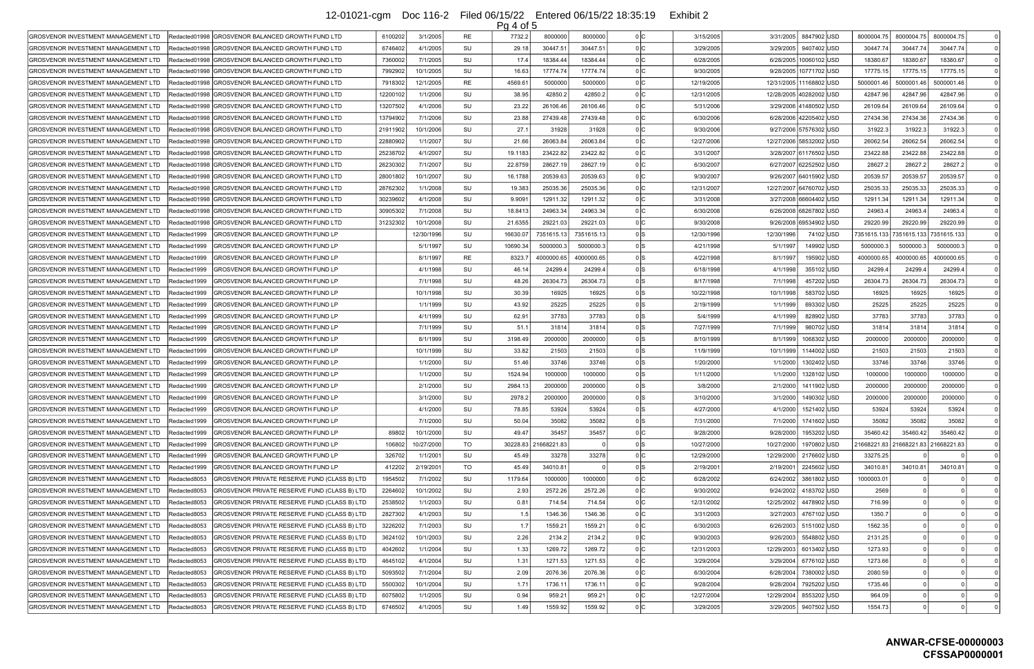| GROSVENOR INVESTMENT MANAGEMENT LTD | Redacted01998 | GROSVENOR BALANCED GROWTH FUND LTD | 6100202 | 3/1/2005 | RE | 7732.2 | 8000000 | 8000000 | 0 | C | 3/15/2005 | 3/31/2005 | 8847902 | USD | 8000004.75 | 8000004.75 | 8000004.75 | 0 |
|---|---|---|---|---|---|---|---|---|---|---|---|---|---|---|---|---|---|---|
| GROSVENOR INVESTMENT MANAGEMENT LTD | Redacted01998 | GROSVENOR BALANCED GROWTH FUND LTD | 6746402 | 4/1/2005 | SU | 29.18 | 30447.51 | 30447.51 | 0 | C | 3/29/2005 | 3/29/2005 | 9407402 | USD | 30447.74 | 30447.74 | 30447.74 | 0 |
| GROSVENOR INVESTMENT MANAGEMENT LTD | Redacted01998 | GROSVENOR BALANCED GROWTH FUND LTD | 7360002 | 7/1/2005 | SU | 17.4 | 18384.44 | 18384.44 | 0 | C | 6/28/2005 | 6/28/2005 | 10060102 | USD | 18380.67 | 18380.67 | 18380.67 | 0 |
| GROSVENOR INVESTMENT MANAGEMENT LTD | Redacted01998 | GROSVENOR BALANCED GROWTH FUND LTD | 7992902 | 10/1/2005 | SU | 16.63 | 17774.74 | 17774.74 | 0 | C | 9/30/2005 | 9/28/2005 | 10771702 | USD | 17775.15 | 17775.15 | 17775.15 | 0 |
| GROSVENOR INVESTMENT MANAGEMENT LTD | Redacted01998 | GROSVENOR BALANCED GROWTH FUND LTD | 7918302 | 12/1/2005 | RE | 4569.61 | 5000000 | 5000000 | 0 | C | 12/19/2005 | 12/31/2005 | 11168802 | USD | 5000001.46 | 5000001.46 | 5000001.46 | 0 |
| GROSVENOR INVESTMENT MANAGEMENT LTD | Redacted01998 | GROSVENOR BALANCED GROWTH FUND LTD | 12200102 | 1/1/2006 | SU | 38.95 | 42850.2 | 42850.2 | 0 | C | 12/31/2005 | 12/28/2005 | 40282002 | USD | 42847.96 | 42847.96 | 42847.96 | 0 |
| GROSVENOR INVESTMENT MANAGEMENT LTD | Redacted01998 | GROSVENOR BALANCED GROWTH FUND LTD | 13207502 | 4/1/2006 | SU | 23.22 | 26106.46 | 26106.46 | 0 | C | 5/31/2006 | 3/29/2006 | 41480502 | USD | 26109.64 | 26109.64 | 26109.64 | 0 |
| GROSVENOR INVESTMENT MANAGEMENT LTD | Redacted01998 | GROSVENOR BALANCED GROWTH FUND LTD | 13794902 | 7/1/2006 | SU | 23.88 | 27439.48 | 27439.48 | 0 | C | 6/30/2006 | 6/28/2006 | 42205402 | USD | 27434.36 | 27434.36 | 27434.36 | 0 |
| GROSVENOR INVESTMENT MANAGEMENT LTD | Redacted01998 | GROSVENOR BALANCED GROWTH FUND LTD | 21911902 | 10/1/2006 | SU | 27.1 | 31928 | 31928 | 0 | C | 9/30/2006 | 9/27/2006 | 57576302 | USD | 31922.3 | 31922.3 | 31922.3 | 0 |
| GROSVENOR INVESTMENT MANAGEMENT LTD | Redacted01998 | GROSVENOR BALANCED GROWTH FUND LTD | 22880902 | 1/1/2007 | SU | 21.66 | 26063.84 | 26063.84 | 0 | C | 12/27/2006 | 12/27/2006 | 58532002 | USD | 26062.54 | 26062.54 | 26062.54 | 0 |
| GROSVENOR INVESTMENT MANAGEMENT LTD | Redacted01998 | GROSVENOR BALANCED GROWTH FUND LTD | 25238702 | 4/1/2007 | SU | 19.1183 | 23422.82 | 23422.82 | 0 | C | 3/31/2007 | 3/28/2007 | 61176502 | USD | 23422.88 | 23422.88 | 23422.88 | 0 |
| GROSVENOR INVESTMENT MANAGEMENT LTD | Redacted01998 | GROSVENOR BALANCED GROWTH FUND LTD | 26230302 | 7/1/2007 | SU | 22.8759 | 28627.19 | 28627.19 | 0 | C | 6/30/2007 | 6/27/2007 | 62252502 | USD | 28627.2 | 28627.2 | 28627.2 | 0 |
| GROSVENOR INVESTMENT MANAGEMENT LTD | Redacted01998 | GROSVENOR BALANCED GROWTH FUND LTD | 28001802 | 10/1/2007 | SU | 16.1788 | 20539.63 | 20539.63 | 0 | C | 9/30/2007 | 9/26/2007 | 64015902 | USD | 20539.57 | 20539.57 | 20539.57 | 0 |
| GROSVENOR INVESTMENT MANAGEMENT LTD | Redacted01998 | GROSVENOR BALANCED GROWTH FUND LTD | 28762302 | 1/1/2008 | SU | 19.383 | 25035.36 | 25035.36 | 0 | C | 12/31/2007 | 12/27/2007 | 64760702 | USD | 25035.33 | 25035.33 | 25035.33 | 0 |
| GROSVENOR INVESTMENT MANAGEMENT LTD | Redacted01998 | GROSVENOR BALANCED GROWTH FUND LTD | 30239602 | 4/1/2008 | SU | 9.9091 | 12911.32 | 12911.32 | 0 | C | 3/31/2008 | 3/27/2008 | 66604402 | USD | 12911.34 | 12911.34 | 12911.34 | 0 |
| GROSVENOR INVESTMENT MANAGEMENT LTD | Redacted01998 | GROSVENOR BALANCED GROWTH FUND LTD | 30905302 | 7/1/2008 | SU | 18.8413 | 24963.34 | 24963.34 | 0 | C | 6/30/2008 | 6/26/2008 | 68267802 | USD | 24963.4 | 24963.4 | 24963.4 | 0 |
| GROSVENOR INVESTMENT MANAGEMENT LTD | Redacted01998 | GROSVENOR BALANCED GROWTH FUND LTD | 31232302 | 10/1/2008 | SU | 21.6355 | 29221.03 | 29221.03 | 0 | C | 9/30/2008 | 9/26/2008 | 69534902 | USD | 29220.99 | 29220.99 | 29220.99 | 0 |
| GROSVENOR INVESTMENT MANAGEMENT LTD | Redacted1999 | GROSVENOR BALANCED GROWTH FUND LP | | 12/30/1996 | SU | 16630.07 | 7351615.13 | 7351615.13 | 0 | S | 12/30/1996 | 12/30/1996 | 74102 | USD | 7351615.133 | 7351615.133 | 7351615.133 | 0 |
| GROSVENOR INVESTMENT MANAGEMENT LTD | Redacted1999 | GROSVENOR BALANCED GROWTH FUND LP | | 5/1/1997 | SU | 10690.34 | 5000000.3 | 5000000.3 | 0 | S | 4/21/1998 | 5/1/1997 | 149902 | USD | 5000000.3 | 5000000.3 | 5000000.3 | 0 |
| GROSVENOR INVESTMENT MANAGEMENT LTD | Redacted1999 | GROSVENOR BALANCED GROWTH FUND LP | | 8/1/1997 | RE | 8323.7 | 4000000.65 | 4000000.65 | 0 | S | 4/22/1998 | 8/1/1997 | 195902 | USD | 4000000.65 | 4000000.65 | 4000000.65 | 0 |
| GROSVENOR INVESTMENT MANAGEMENT LTD | Redacted1999 | GROSVENOR BALANCED GROWTH FUND LP | | 4/1/1998 | SU | 46.14 | 24299.4 | 24299.4 | 0 | S | 6/18/1998 | 4/1/1998 | 355102 | USD | 24299.4 | 24299.4 | 24299.4 | 0 |
| GROSVENOR INVESTMENT MANAGEMENT LTD | Redacted1999 | GROSVENOR BALANCED GROWTH FUND LP | | 7/1/1998 | SU | 48.26 | 26304.73 | 26304.73 | 0 | S | 8/17/1998 | 7/1/1998 | 457202 | USD | 26304.73 | 26304.73 | 26304.73 | 0 |
| GROSVENOR INVESTMENT MANAGEMENT LTD | Redacted1999 | GROSVENOR BALANCED GROWTH FUND LP | | 10/1/1998 | SU | 30.39 | 16925 | 16925 | 0 | S | 10/22/1998 | 10/1/1998 | 583702 | USD | 16925 | 16925 | 16925 | 0 |
| GROSVENOR INVESTMENT MANAGEMENT LTD | Redacted1999 | GROSVENOR BALANCED GROWTH FUND LP | | 1/1/1999 | SU | 43.92 | 25225 | 25225 | 0 | S | 2/19/1999 | 1/1/1999 | 693302 | USD | 25225 | 25225 | 25225 | 0 |
| GROSVENOR INVESTMENT MANAGEMENT LTD | Redacted1999 | GROSVENOR BALANCED GROWTH FUND LP | | 4/1/1999 | SU | 62.91 | 37783 | 37783 | 0 | S | 5/4/1999 | 4/1/1999 | 828902 | USD | 37783 | 37783 | 37783 | 0 |
| GROSVENOR INVESTMENT MANAGEMENT LTD | Redacted1999 | GROSVENOR BALANCED GROWTH FUND LP | | 7/1/1999 | SU | 51.1 | 31814 | 31814 | 0 | S | 7/27/1999 | 7/1/1999 | 980702 | USD | 31814 | 31814 | 31814 | 0 |
| GROSVENOR INVESTMENT MANAGEMENT LTD | Redacted1999 | GROSVENOR BALANCED GROWTH FUND LP | | 8/1/1999 | SU | 3198.49 | 2000000 | 2000000 | 0 | S | 8/10/1999 | 8/1/1999 | 1068302 | USD | 2000000 | 2000000 | 2000000 | 0 |
| GROSVENOR INVESTMENT MANAGEMENT LTD | Redacted1999 | GROSVENOR BALANCED GROWTH FUND LP | | 10/1/1999 | SU | 33.82 | 21503 | 21503 | 0 | S | 11/9/1999 | 10/1/1999 | 1144002 | USD | 21503 | 21503 | 21503 | 0 |
| GROSVENOR INVESTMENT MANAGEMENT LTD | Redacted1999 | GROSVENOR BALANCED GROWTH FUND LP | | 1/1/2000 | SU | 51.46 | 33746 | 33746 | 0 | S | 1/20/2000 | 1/1/2000 | 1302402 | USD | 33746 | 33746 | 33746 | 0 |
| GROSVENOR INVESTMENT MANAGEMENT LTD | Redacted1999 | GROSVENOR BALANCED GROWTH FUND LP | | 1/1/2000 | SU | 1524.94 | 1000000 | 1000000 | 0 | S | 1/11/2000 | 1/1/2000 | 1328102 | USD | 1000000 | 1000000 | 1000000 | 0 |
| GROSVENOR INVESTMENT MANAGEMENT LTD | Redacted1999 | GROSVENOR BALANCED GROWTH FUND LP | | 2/1/2000 | SU | 2984.13 | 2000000 | 2000000 | 0 | S | 3/8/2000 | 2/1/2000 | 1411902 | USD | 2000000 | 2000000 | 2000000 | 0 |
| GROSVENOR INVESTMENT MANAGEMENT LTD | Redacted1999 | GROSVENOR BALANCED GROWTH FUND LP | | 3/1/2000 | SU | 2978.2 | 2000000 | 2000000 | 0 | S | 3/10/2000 | 3/1/2000 | 1490302 | USD | 2000000 | 2000000 | 2000000 | 0 |
| GROSVENOR INVESTMENT MANAGEMENT LTD | Redacted1999 | GROSVENOR BALANCED GROWTH FUND LP | | 4/1/2000 | SU | 78.85 | 53924 | 53924 | 0 | S | 4/27/2000 | 4/1/2000 | 1521402 | USD | 53924 | 53924 | 53924 | 0 |
| GROSVENOR INVESTMENT MANAGEMENT LTD | Redacted1999 | GROSVENOR BALANCED GROWTH FUND LP | | 7/1/2000 | SU | 50.04 | 35082 | 35082 | 0 | S | 7/31/2000 | 7/1/2000 | 1741602 | USD | 35082 | 35082 | 35082 | 0 |
| GROSVENOR INVESTMENT MANAGEMENT LTD | Redacted1999 | GROSVENOR BALANCED GROWTH FUND LP | 89802 | 10/1/2000 | SU | 49.47 | 35457 | 35457 | 0 | C | 9/28/2000 | 9/28/2000 | 1953202 | USD | 35460.42 | 35460.42 | 35460.42 | 0 |
| GROSVENOR INVESTMENT MANAGEMENT LTD | Redacted1999 | GROSVENOR BALANCED GROWTH FUND LP | 106802 | 10/27/2000 | TO | 30228.83 | 21668221.83 | 0 | 0 | S | 10/27/2000 | 10/27/2000 | 1970802 | USD | 21668221.83 | 21668221.83 | 21668221.83 | 0 |
| GROSVENOR INVESTMENT MANAGEMENT LTD | Redacted1999 | GROSVENOR BALANCED GROWTH FUND LP | 326702 | 1/1/2001 | SU | 45.49 | 33278 | 33278 | 0 | C | 12/29/2000 | 12/29/2000 | 2176602 | USD | 33275.25 | 0 | 0 | 0 |
| GROSVENOR INVESTMENT MANAGEMENT LTD | Redacted1999 | GROSVENOR BALANCED GROWTH FUND LP | 412202 | 2/19/2001 | TO | 45.49 | 34010.81 | 0 | 0 | S | 2/19/2001 | 2/19/2001 | 2245602 | USD | 34010.81 | 34010.81 | 34010.81 | 0 |
| GROSVENOR INVESTMENT MANAGEMENT LTD | Redacted8053 | GROSVENOR PRIVATE RESERVE FUND (CLASS B) LTD | 1954502 | 7/1/2002 | SU | 1179.64 | 1000000 | 1000000 | 0 | C | 6/28/2002 | 6/24/2002 | 3861802 | USD | 1000003.01 | 0 | 0 | 0 |
| GROSVENOR INVESTMENT MANAGEMENT LTD | Redacted8053 | GROSVENOR PRIVATE RESERVE FUND (CLASS B) LTD | 2264602 | 10/1/2002 | SU | 2.93 | 2572.26 | 2572.26 | 0 | C | 9/30/2002 | 9/24/2002 | 4183702 | USD | 2569 | 0 | 0 | 0 |
| GROSVENOR INVESTMENT MANAGEMENT LTD | Redacted8053 | GROSVENOR PRIVATE RESERVE FUND (CLASS B) LTD | 2538502 | 1/1/2003 | SU | 0.81 | 714.54 | 714.54 | 0 | C | 12/31/2002 | 12/25/2002 | 4478902 | USD | 716.99 | 0 | 0 | 0 |
| GROSVENOR INVESTMENT MANAGEMENT LTD | Redacted8053 | GROSVENOR PRIVATE RESERVE FUND (CLASS B) LTD | 2827302 | 4/1/2003 | SU | 1.5 | 1346.36 | 1346.36 | 0 | C | 3/31/2003 | 3/27/2003 | 4767102 | USD | 1350.7 | 0 | 0 | 0 |
| GROSVENOR INVESTMENT MANAGEMENT LTD | Redacted8053 | GROSVENOR PRIVATE RESERVE FUND (CLASS B) LTD | 3226202 | 7/1/2003 | SU | 1.7 | 1559.21 | 1559.21 | 0 | C | 6/30/2003 | 6/26/2003 | 5151002 | USD | 1562.35 | 0 | 0 | 0 |
| GROSVENOR INVESTMENT MANAGEMENT LTD | Redacted8053 | GROSVENOR PRIVATE RESERVE FUND (CLASS B) LTD | 3624102 | 10/1/2003 | SU | 2.26 | 2134.2 | 2134.2 | 0 | C | 9/30/2003 | 9/26/2003 | 5548802 | USD | 2131.25 | 0 | 0 | 0 |
| GROSVENOR INVESTMENT MANAGEMENT LTD | Redacted8053 | GROSVENOR PRIVATE RESERVE FUND (CLASS B) LTD | 4042602 | 1/1/2004 | SU | 1.33 | 1269.72 | 1269.72 | 0 | C | 12/31/2003 | 12/29/2003 | 6013402 | USD | 1273.93 | 0 | 0 | 0 |
| GROSVENOR INVESTMENT MANAGEMENT LTD | Redacted8053 | GROSVENOR PRIVATE RESERVE FUND (CLASS B) LTD | 4645102 | 4/1/2004 | SU | 1.31 | 1271.53 | 1271.53 | 0 | C | 3/29/2004 | 3/29/2004 | 6776102 | USD | 1273.66 | 0 | 0 | 0 |
| GROSVENOR INVESTMENT MANAGEMENT LTD | Redacted8053 | GROSVENOR PRIVATE RESERVE FUND (CLASS B) LTD | 5093502 | 7/1/2004 | SU | 2.09 | 2076.36 | 2076.36 | 0 | C | 6/30/2004 | 6/28/2004 | 7380002 | USD | 2080.59 | 0 | 0 | 0 |
| GROSVENOR INVESTMENT MANAGEMENT LTD | Redacted8053 | GROSVENOR PRIVATE RESERVE FUND (CLASS B) LTD | 5500302 | 10/1/2004 | SU | 1.71 | 1736.11 | 1736.11 | 0 | C | 9/28/2004 | 9/28/2004 | 7925202 | USD | 1735.46 | 0 | 0 | 0 |
| GROSVENOR INVESTMENT MANAGEMENT LTD | Redacted8053 | GROSVENOR PRIVATE RESERVE FUND (CLASS B) LTD | 6075802 | 1/1/2005 | SU | 0.94 | 959.21 | 959.21 | 0 | C | 12/27/2004 | 12/29/2004 | 8553202 | USD | 964.09 | 0 | 0 | 0 |
| GROSVENOR INVESTMENT MANAGEMENT LTD | Redacted8053 | GROSVENOR PRIVATE RESERVE FUND (CLASS B) LTD | 6746502 | 4/1/2005 | SU | 1.49 | 1559.92 | 1559.92 | 0 | C | 3/29/2005 | 3/29/2005 | 9407502 | USD | 1554.73 | 0 | 0 | 0 |

**ANWAR-CFSE-00000003**
**CFSSAP0000001**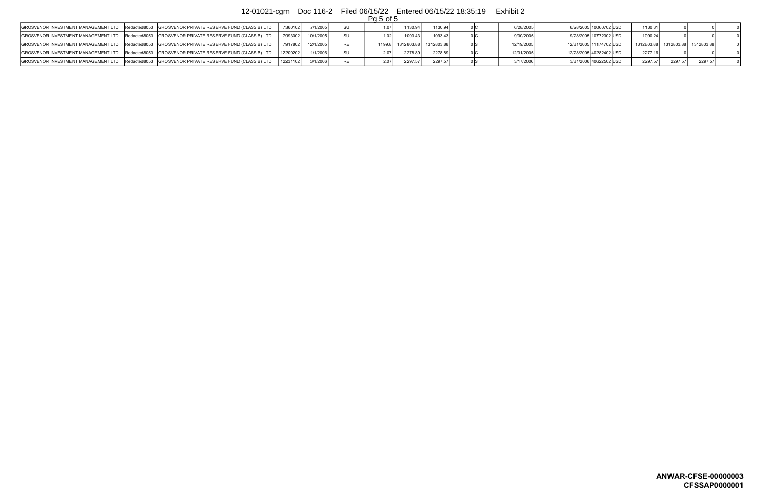| | | | | | | | | | | | | | | | | | | | |
|---|---|---|---|---|---|---|---|---|---|---|---|---|---|---|---|---|---|---|---|
| GROSVENOR INVESTMENT MANAGEMENT LTD | Redacted8053 | GROSVENOR PRIVATE RESERVE FUND (CLASS B) LTD | 7360102 | 7/1/2005 | SU | 1.07 | 1130.94 | 1130.94 | 0 | C | 6/28/2005 | 6/28/2005 | 10060702 | USD | 1130.31 | 0 | 0 | | 0 |
| GROSVENOR INVESTMENT MANAGEMENT LTD | Redacted8053 | GROSVENOR PRIVATE RESERVE FUND (CLASS B) LTD | 7993002 | 10/1/2005 | SU | 1.02 | 1093.43 | 1093.43 | 0 | C | 9/30/2005 | 9/28/2005 | 10772302 | USD | 1090.24 | 0 | 0 | | 0 |
| GROSVENOR INVESTMENT MANAGEMENT LTD | Redacted8053 | GROSVENOR PRIVATE RESERVE FUND (CLASS B) LTD | 7917802 | 12/1/2005 | RE | 1199.8 | 1312803.88 | 1312803.88 | 0 | S | 12/19/2005 | 12/31/2005 | 11174702 | USD | 1312803.88 | 1312803.88 | 1312803.88 | | 0 |
| GROSVENOR INVESTMENT MANAGEMENT LTD | Redacted8053 | GROSVENOR PRIVATE RESERVE FUND (CLASS B) LTD | 12200202 | 1/1/2006 | SU | 2.07 | 2278.89 | 2278.89 | 0 | C | 12/31/2005 | 12/28/2005 | 40282402 | USD | 2277.16 | 0 | 0 | | 0 |
| GROSVENOR INVESTMENT MANAGEMENT LTD | Redacted8053 | GROSVENOR PRIVATE RESERVE FUND (CLASS B) LTD | 12231102 | 3/1/2006 | RE | 2.07 | 2297.57 | 2297.57 | 0 | S | 3/17/2006 | 3/31/2006 | 40622502 | USD | 2297.57 | 2297.57 | 2297.57 | | 0 |

**ANWAR-CFSE-00000003**
**CFSSAP0000001**